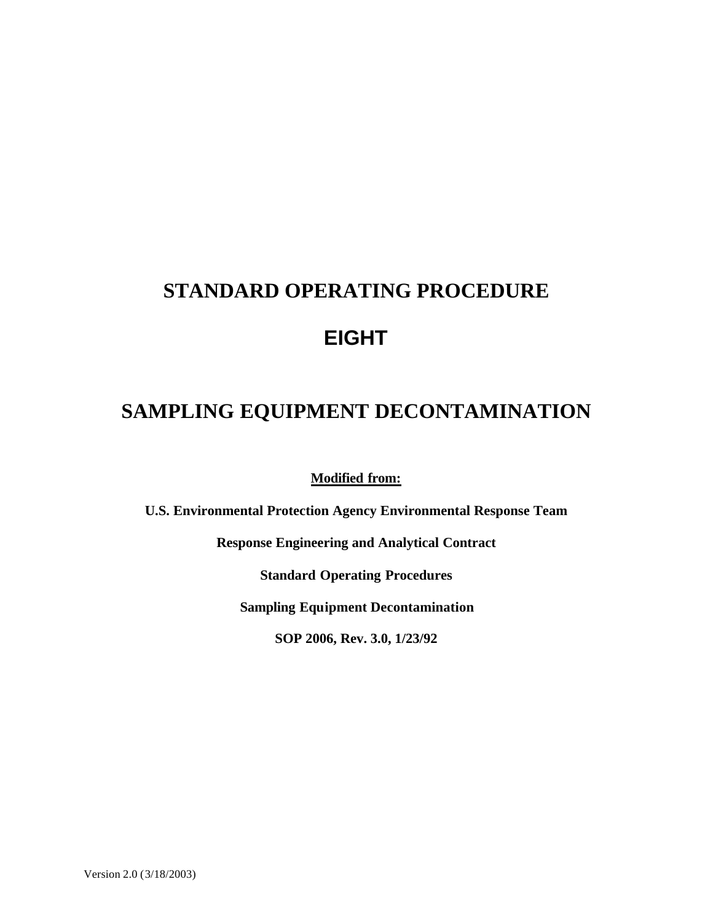# STANDARD OPERATING PROCEDURE

# EIGHT

# SAMPLING EQUIPMENT DECONTAMINATION

**Modified from:**

**U.S. Environmental Protection Agency Environmental Response Team**

**Response Engineering and Analytical Contract**

**Standard Operating Procedures**

**Sampling Equipment Decontamination**

**SOP 2006, Rev. 3.0, 1/23/92**

Version 2.0 (3/18/2003)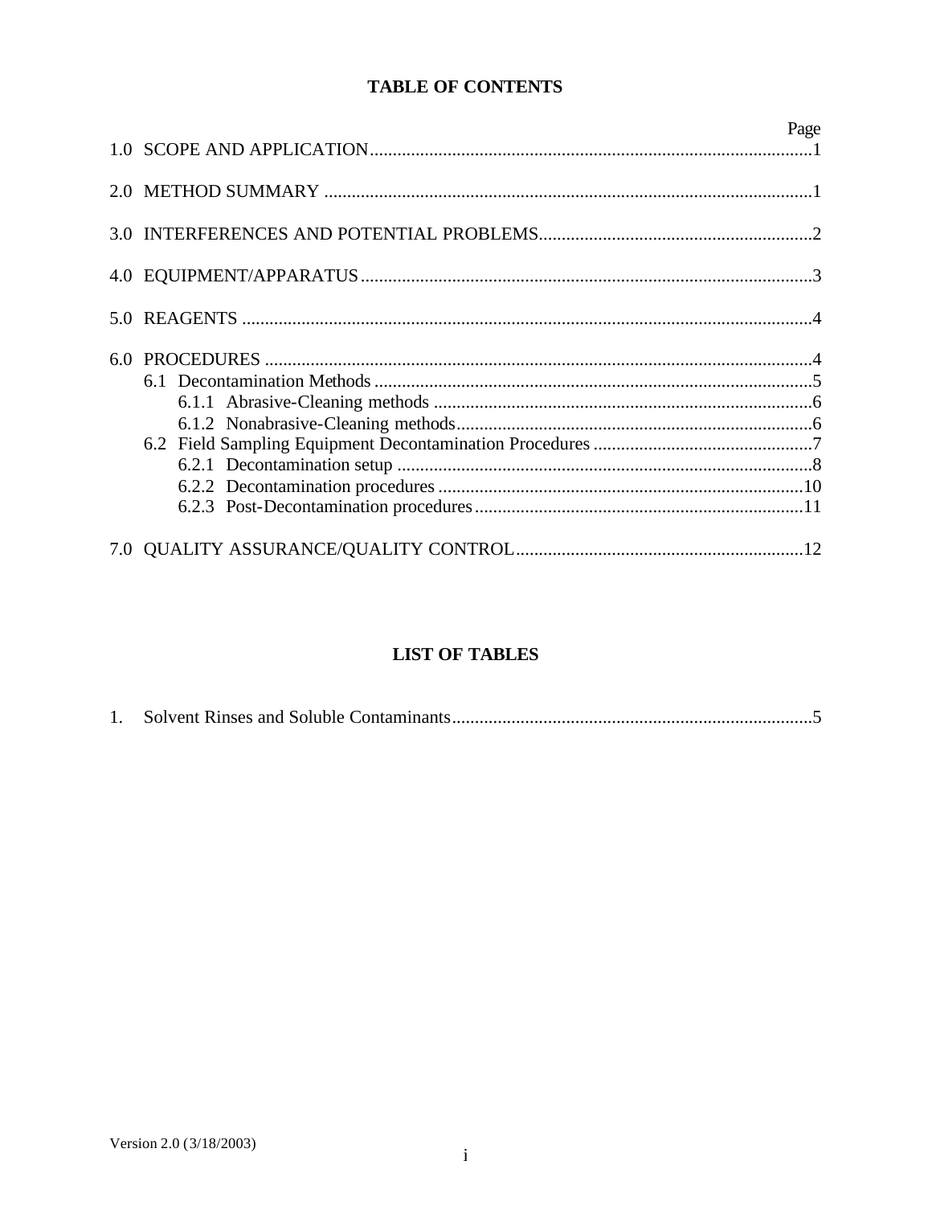## TABLE OF CONTENTS

| | Page |
|---|---|
| 1.0 SCOPE AND APPLICATION | 1 |
| 2.0 METHOD SUMMARY | 1 |
| 3.0 INTERFERENCES AND POTENTIAL PROBLEMS | 2 |
| 4.0 EQUIPMENT/APPARATUS | 3 |
| 5.0 REAGENTS | 4 |
| 6.0 PROCEDURES | 4 |
| 6.1 Decontamination Methods | 5 |
| 6.1.1 Abrasive-Cleaning methods | 6 |
| 6.1.2 Nonabrasive-Cleaning methods | 6 |
| 6.2 Field Sampling Equipment Decontamination Procedures | 7 |
| 6.2.1 Decontamination setup | 8 |
| 6.2.2 Decontamination procedures | 10 |
| 6.2.3 Post-Decontamination procedures | 11 |
| 7.0 QUALITY ASSURANCE/QUALITY CONTROL | 12 |

## LIST OF TABLES

| | |
|---|---|
| 1. Solvent Rinses and Soluble Contaminants | 5 |

Version 2.0 (3/18/2003)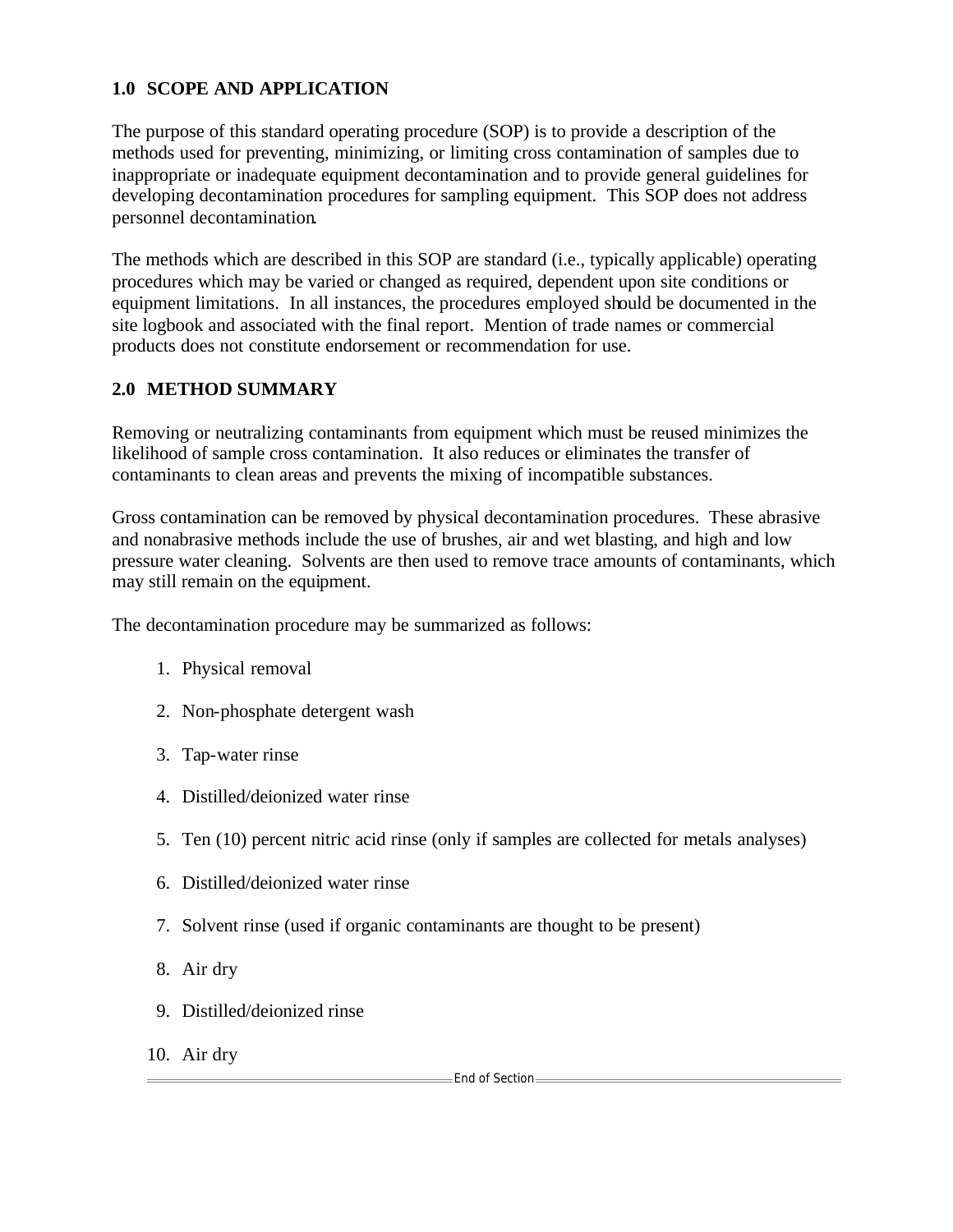## 1.0 SCOPE AND APPLICATION

The purpose of this standard operating procedure (SOP) is to provide a description of the methods used for preventing, minimizing, or limiting cross contamination of samples due to inappropriate or inadequate equipment decontamination and to provide general guidelines for developing decontamination procedures for sampling equipment. This SOP does not address personnel decontamination.

The methods which are described in this SOP are standard (i.e., typically applicable) operating procedures which may be varied or changed as required, dependent upon site conditions or equipment limitations. In all instances, the procedures employed should be documented in the site logbook and associated with the final report. Mention of trade names or commercial products does not constitute endorsement or recommendation for use.

## 2.0 METHOD SUMMARY

Removing or neutralizing contaminants from equipment which must be reused minimizes the likelihood of sample cross contamination. It also reduces or eliminates the transfer of contaminants to clean areas and prevents the mixing of incompatible substances.

Gross contamination can be removed by physical decontamination procedures. These abrasive and nonabrasive methods include the use of brushes, air and wet blasting, and high and low pressure water cleaning. Solvents are then used to remove trace amounts of contaminants, which may still remain on the equipment.

The decontamination procedure may be summarized as follows:

1. Physical removal
2. Non-phosphate detergent wash
3. Tap-water rinse
4. Distilled/deionized water rinse
5. Ten (10) percent nitric acid rinse (only if samples are collected for metals analyses)
6. Distilled/deionized water rinse
7. Solvent rinse (used if organic contaminants are thought to be present)
8. Air dry
9. Distilled/deionized rinse
10. Air dry

End of Section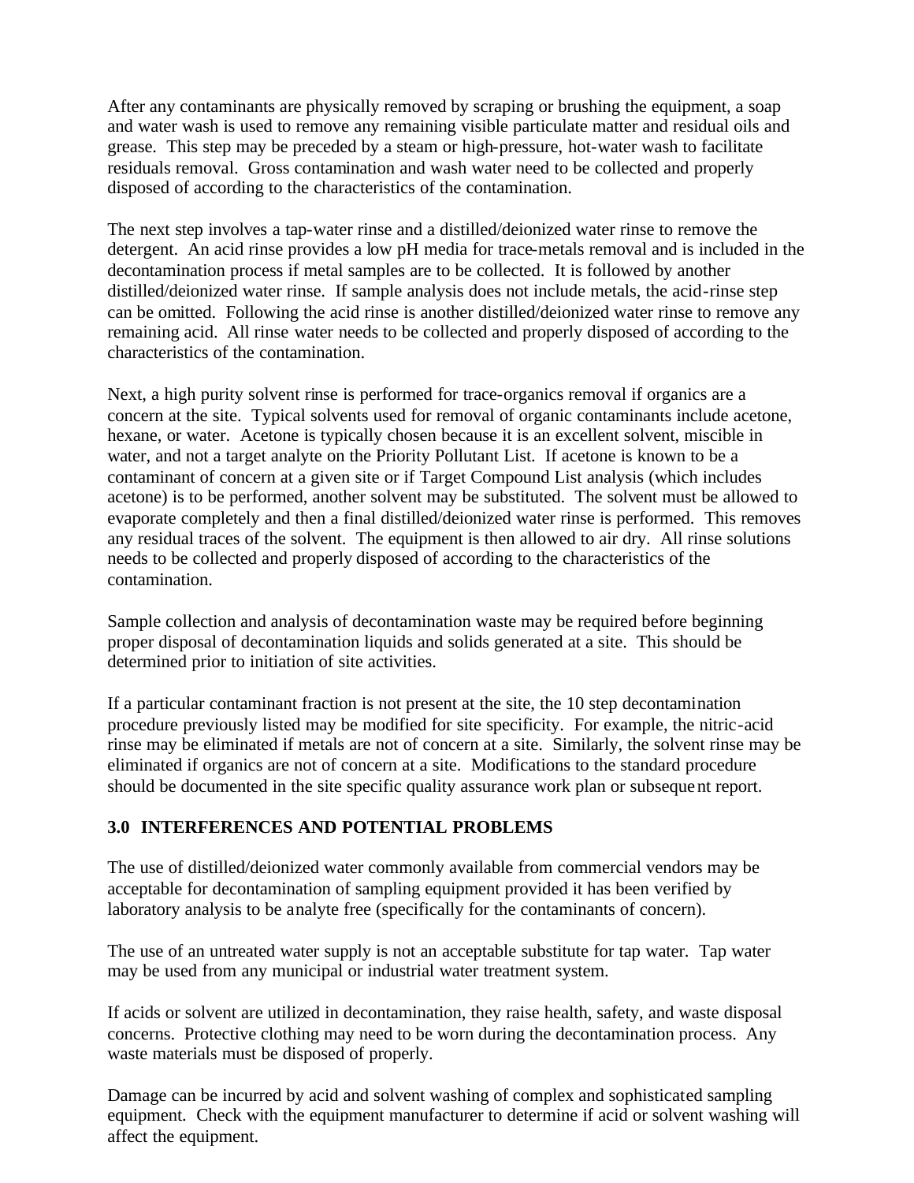After any contaminants are physically removed by scraping or brushing the equipment, a soap and water wash is used to remove any remaining visible particulate matter and residual oils and grease. This step may be preceded by a steam or high-pressure, hot-water wash to facilitate residuals removal. Gross contamination and wash water need to be collected and properly disposed of according to the characteristics of the contamination.

The next step involves a tap-water rinse and a distilled/deionized water rinse to remove the detergent. An acid rinse provides a low pH media for trace-metals removal and is included in the decontamination process if metal samples are to be collected. It is followed by another distilled/deionized water rinse. If sample analysis does not include metals, the acid-rinse step can be omitted. Following the acid rinse is another distilled/deionized water rinse to remove any remaining acid. All rinse water needs to be collected and properly disposed of according to the characteristics of the contamination.

Next, a high purity solvent rinse is performed for trace-organics removal if organics are a concern at the site. Typical solvents used for removal of organic contaminants include acetone, hexane, or water. Acetone is typically chosen because it is an excellent solvent, miscible in water, and not a target analyte on the Priority Pollutant List. If acetone is known to be a contaminant of concern at a given site or if Target Compound List analysis (which includes acetone) is to be performed, another solvent may be substituted. The solvent must be allowed to evaporate completely and then a final distilled/deionized water rinse is performed. This removes any residual traces of the solvent. The equipment is then allowed to air dry. All rinse solutions needs to be collected and properly disposed of according to the characteristics of the contamination.

Sample collection and analysis of decontamination waste may be required before beginning proper disposal of decontamination liquids and solids generated at a site. This should be determined prior to initiation of site activities.

If a particular contaminant fraction is not present at the site, the 10 step decontamination procedure previously listed may be modified for site specificity. For example, the nitric-acid rinse may be eliminated if metals are not of concern at a site. Similarly, the solvent rinse may be eliminated if organics are not of concern at a site. Modifications to the standard procedure should be documented in the site specific quality assurance work plan or subsequent report.

## 3.0 INTERFERENCES AND POTENTIAL PROBLEMS

The use of distilled/deionized water commonly available from commercial vendors may be acceptable for decontamination of sampling equipment provided it has been verified by laboratory analysis to be analyte free (specifically for the contaminants of concern).

The use of an untreated water supply is not an acceptable substitute for tap water. Tap water may be used from any municipal or industrial water treatment system.

If acids or solvent are utilized in decontamination, they raise health, safety, and waste disposal concerns. Protective clothing may need to be worn during the decontamination process. Any waste materials must be disposed of properly.

Damage can be incurred by acid and solvent washing of complex and sophisticated sampling equipment. Check with the equipment manufacturer to determine if acid or solvent washing will affect the equipment.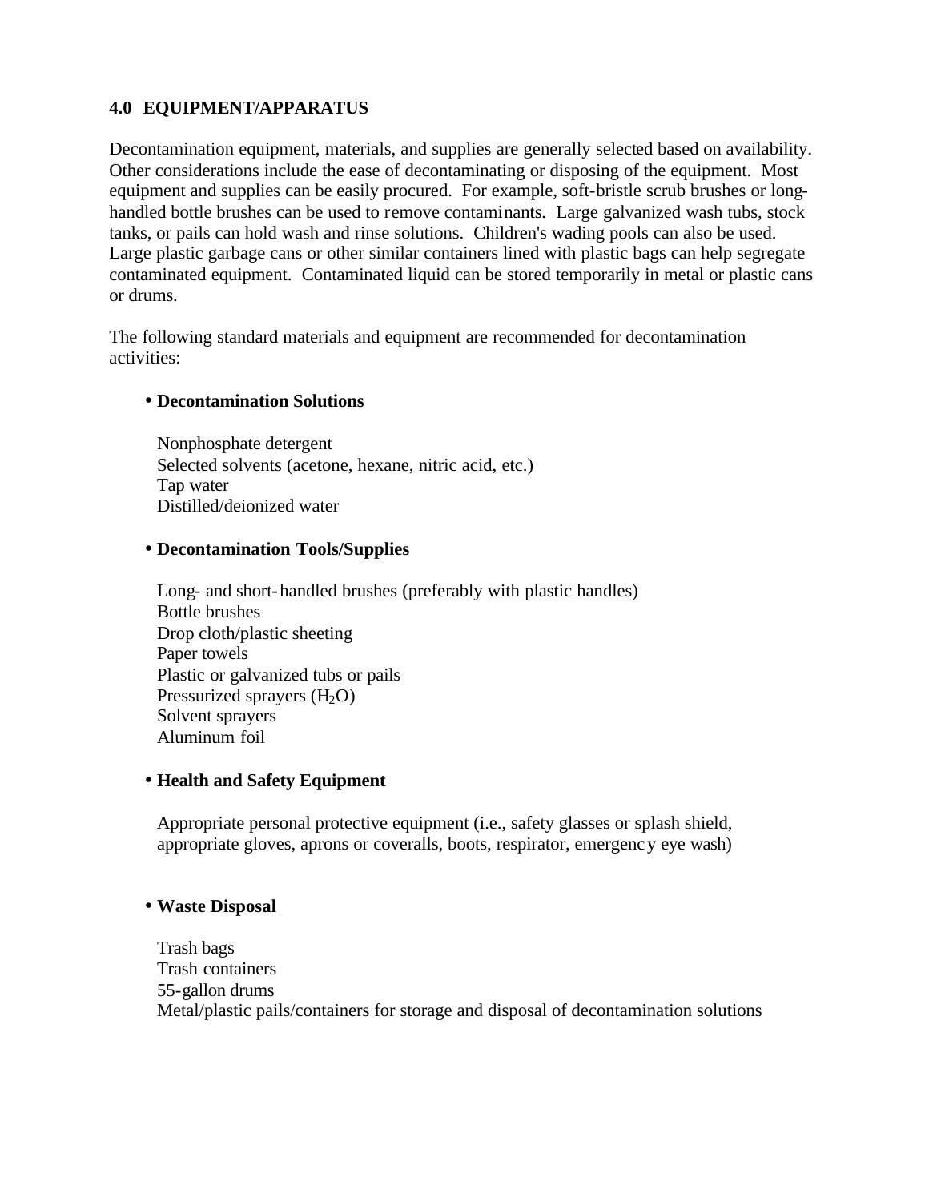## 4.0 EQUIPMENT/APPARATUS

Decontamination equipment, materials, and supplies are generally selected based on availability. Other considerations include the ease of decontaminating or disposing of the equipment. Most equipment and supplies can be easily procured. For example, soft-bristle scrub brushes or long-handled bottle brushes can be used to remove contaminants. Large galvanized wash tubs, stock tanks, or pails can hold wash and rinse solutions. Children's wading pools can also be used. Large plastic garbage cans or other similar containers lined with plastic bags can help segregate contaminated equipment. Contaminated liquid can be stored temporarily in metal or plastic cans or drums.

The following standard materials and equipment are recommended for decontamination activities:

- **Decontamination Solutions**

  Nonphosphate detergent
  Selected solvents (acetone, hexane, nitric acid, etc.)
  Tap water
  Distilled/deionized water

- **Decontamination Tools/Supplies**

  Long- and short-handled brushes (preferably with plastic handles)
  Bottle brushes
  Drop cloth/plastic sheeting
  Paper towels
  Plastic or galvanized tubs or pails
  Pressurized sprayers ($H_2O$)
  Solvent sprayers
  Aluminum foil

- **Health and Safety Equipment**

  Appropriate personal protective equipment (i.e., safety glasses or splash shield, appropriate gloves, aprons or coveralls, boots, respirator, emergency eye wash)

- **Waste Disposal**

  Trash bags
  Trash containers
  55-gallon drums
  Metal/plastic pails/containers for storage and disposal of decontamination solutions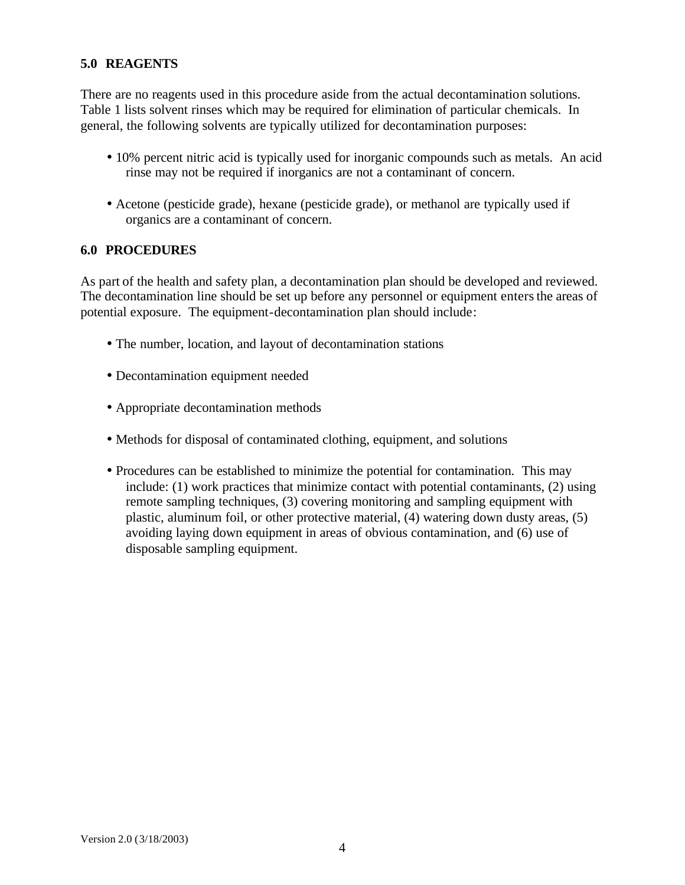## 5.0 REAGENTS

There are no reagents used in this procedure aside from the actual decontamination solutions. Table 1 lists solvent rinses which may be required for elimination of particular chemicals. In general, the following solvents are typically utilized for decontamination purposes:

- 10% percent nitric acid is typically used for inorganic compounds such as metals. An acid rinse may not be required if inorganics are not a contaminant of concern.
- Acetone (pesticide grade), hexane (pesticide grade), or methanol are typically used if organics are a contaminant of concern.

## 6.0 PROCEDURES

As part of the health and safety plan, a decontamination plan should be developed and reviewed. The decontamination line should be set up before any personnel or equipment enters the areas of potential exposure. The equipment-decontamination plan should include:

- The number, location, and layout of decontamination stations
- Decontamination equipment needed
- Appropriate decontamination methods
- Methods for disposal of contaminated clothing, equipment, and solutions
- Procedures can be established to minimize the potential for contamination. This may include: (1) work practices that minimize contact with potential contaminants, (2) using remote sampling techniques, (3) covering monitoring and sampling equipment with plastic, aluminum foil, or other protective material, (4) watering down dusty areas, (5) avoiding laying down equipment in areas of obvious contamination, and (6) use of disposable sampling equipment.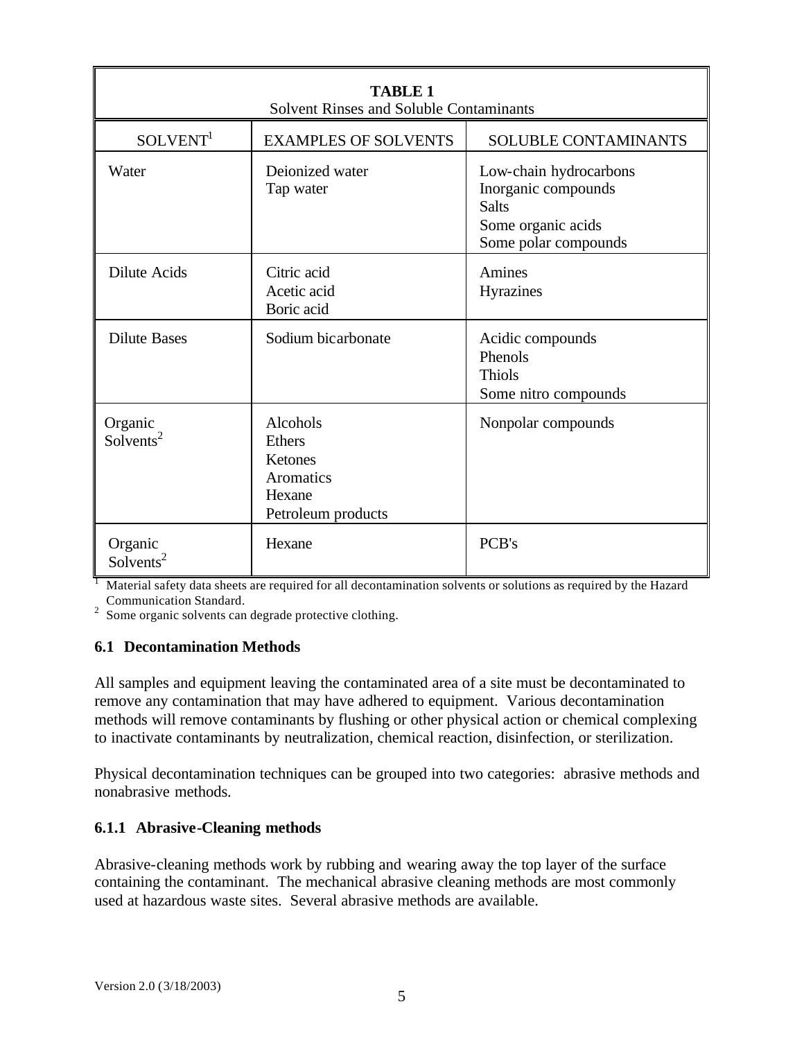**TABLE 1**
Solvent Rinses and Soluble Contaminants

| SOLVENT[1] | EXAMPLES OF SOLVENTS | SOLUBLE CONTAMINANTS |
|---|---|---|
| Water | Deionized water<br>Tap water | Low-chain hydrocarbons<br>Inorganic compounds<br>Salts<br>Some organic acids<br>Some polar compounds |
| Dilute Acids | Citric acid<br>Acetic acid<br>Boric acid | Amines<br>Hyrazines |
| Dilute Bases | Sodium bicarbonate | Acidic compounds<br>Phenols<br>Thiols<br>Some nitro compounds |
| Organic Solvents[2] | Alcohols<br>Ethers<br>Ketones<br>Aromatics<br>Hexane<br>Petroleum products | Nonpolar compounds |
| Organic Solvents[2] | Hexane | PCB's |

[1] Material safety data sheets are required for all decontamination solvents or solutions as required by the Hazard Communication Standard.
[2] Some organic solvents can degrade protective clothing.

### 6.1 Decontamination Methods

All samples and equipment leaving the contaminated area of a site must be decontaminated to remove any contamination that may have adhered to equipment. Various decontamination methods will remove contaminants by flushing or other physical action or chemical complexing to inactivate contaminants by neutralization, chemical reaction, disinfection, or sterilization.

Physical decontamination techniques can be grouped into two categories: abrasive methods and nonabrasive methods.

#### 6.1.1 Abrasive-Cleaning methods

Abrasive-cleaning methods work by rubbing and wearing away the top layer of the surface containing the contaminant. The mechanical abrasive cleaning methods are most commonly used at hazardous waste sites. Several abrasive methods are available.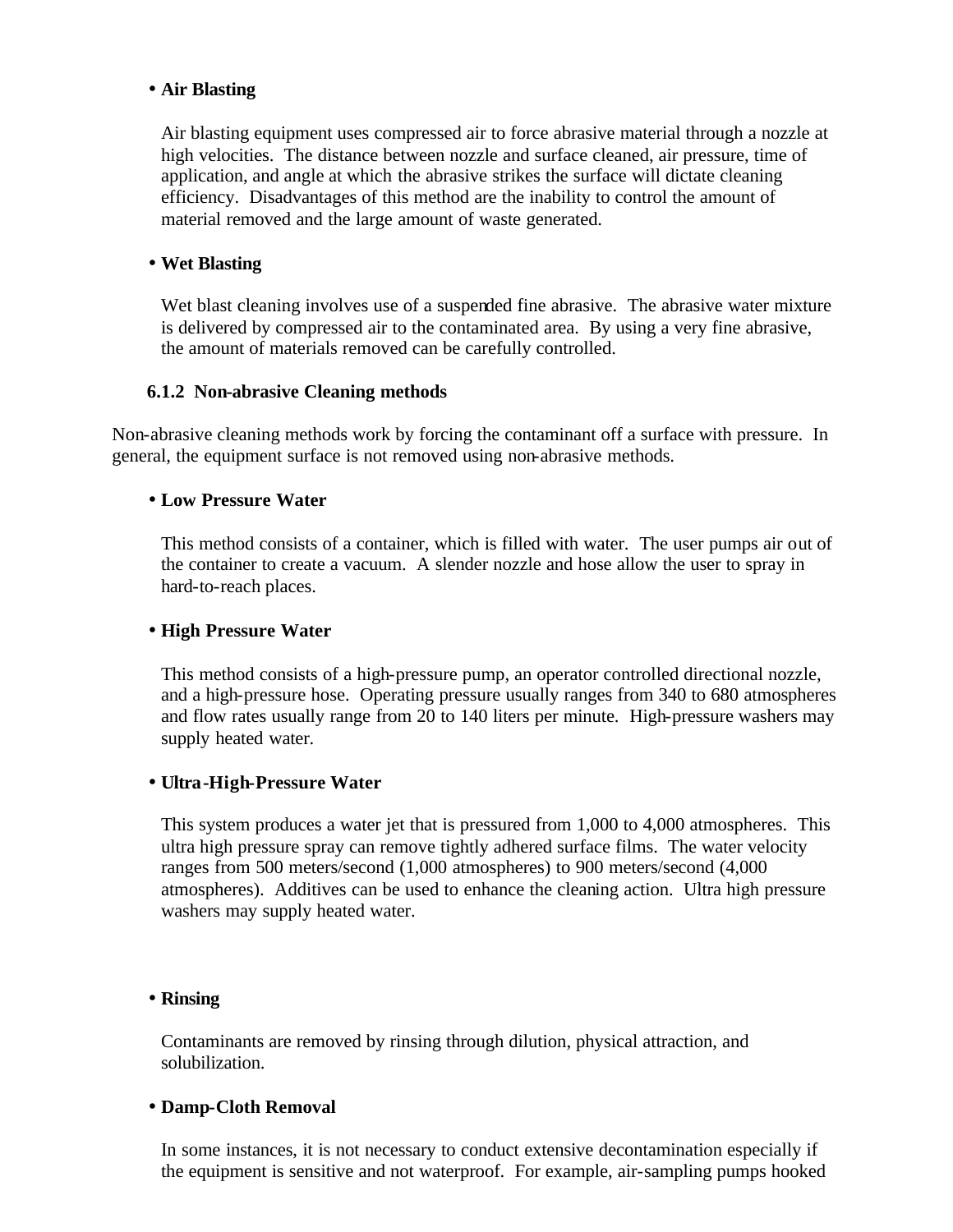- **Air Blasting**

  Air blasting equipment uses compressed air to force abrasive material through a nozzle at high velocities. The distance between nozzle and surface cleaned, air pressure, time of application, and angle at which the abrasive strikes the surface will dictate cleaning efficiency. Disadvantages of this method are the inability to control the amount of material removed and the large amount of waste generated.

- **Wet Blasting**

  Wet blast cleaning involves use of a suspended fine abrasive. The abrasive water mixture is delivered by compressed air to the contaminated area. By using a very fine abrasive, the amount of materials removed can be carefully controlled.

### 6.1.2 Non-abrasive Cleaning methods

Non-abrasive cleaning methods work by forcing the contaminant off a surface with pressure. In general, the equipment surface is not removed using non-abrasive methods.

- **Low Pressure Water**

  This method consists of a container, which is filled with water. The user pumps air out of the container to create a vacuum. A slender nozzle and hose allow the user to spray in hard-to-reach places.

- **High Pressure Water**

  This method consists of a high-pressure pump, an operator controlled directional nozzle, and a high-pressure hose. Operating pressure usually ranges from 340 to 680 atmospheres and flow rates usually range from 20 to 140 liters per minute. High-pressure washers may supply heated water.

- **Ultra-High-Pressure Water**

  This system produces a water jet that is pressured from 1,000 to 4,000 atmospheres. This ultra high pressure spray can remove tightly adhered surface films. The water velocity ranges from 500 meters/second (1,000 atmospheres) to 900 meters/second (4,000 atmospheres). Additives can be used to enhance the cleaning action. Ultra high pressure washers may supply heated water.

- **Rinsing**

  Contaminants are removed by rinsing through dilution, physical attraction, and solubilization.

- **Damp-Cloth Removal**

  In some instances, it is not necessary to conduct extensive decontamination especially if the equipment is sensitive and not waterproof. For example, air-sampling pumps hooked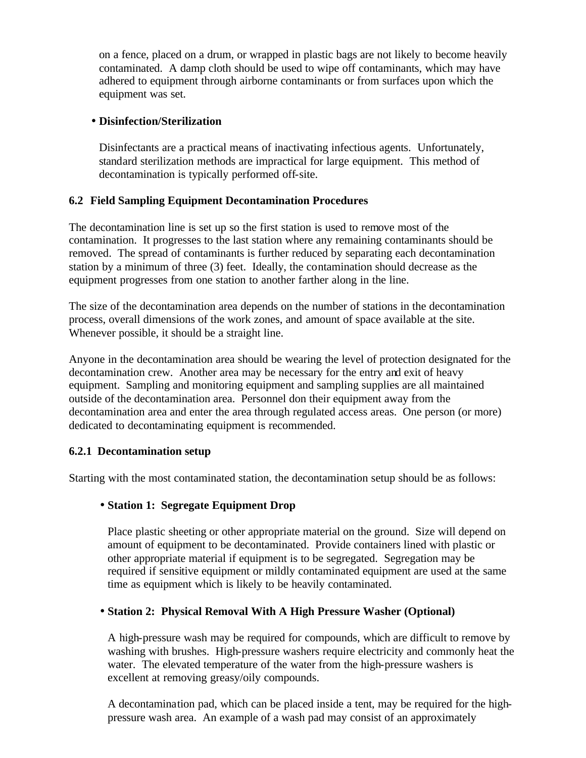on a fence, placed on a drum, or wrapped in plastic bags are not likely to become heavily contaminated. A damp cloth should be used to wipe off contaminants, which may have adhered to equipment through airborne contaminants or from surfaces upon which the equipment was set.

- **Disinfection/Sterilization**

  Disinfectants are a practical means of inactivating infectious agents. Unfortunately, standard sterilization methods are impractical for large equipment. This method of decontamination is typically performed off-site.

### 6.2 Field Sampling Equipment Decontamination Procedures

The decontamination line is set up so the first station is used to remove most of the contamination. It progresses to the last station where any remaining contaminants should be removed. The spread of contaminants is further reduced by separating each decontamination station by a minimum of three (3) feet. Ideally, the contamination should decrease as the equipment progresses from one station to another farther along in the line.

The size of the decontamination area depends on the number of stations in the decontamination process, overall dimensions of the work zones, and amount of space available at the site. Whenever possible, it should be a straight line.

Anyone in the decontamination area should be wearing the level of protection designated for the decontamination crew. Another area may be necessary for the entry and exit of heavy equipment. Sampling and monitoring equipment and sampling supplies are all maintained outside of the decontamination area. Personnel don their equipment away from the decontamination area and enter the area through regulated access areas. One person (or more) dedicated to decontaminating equipment is recommended.

#### 6.2.1 Decontamination setup

Starting with the most contaminated station, the decontamination setup should be as follows:

- **Station 1: Segregate Equipment Drop**

  Place plastic sheeting or other appropriate material on the ground. Size will depend on amount of equipment to be decontaminated. Provide containers lined with plastic or other appropriate material if equipment is to be segregated. Segregation may be required if sensitive equipment or mildly contaminated equipment are used at the same time as equipment which is likely to be heavily contaminated.

- **Station 2: Physical Removal With A High Pressure Washer (Optional)**

  A high-pressure wash may be required for compounds, which are difficult to remove by washing with brushes. High-pressure washers require electricity and commonly heat the water. The elevated temperature of the water from the high-pressure washers is excellent at removing greasy/oily compounds.

  A decontamination pad, which can be placed inside a tent, may be required for the high-pressure wash area. An example of a wash pad may consist of an approximately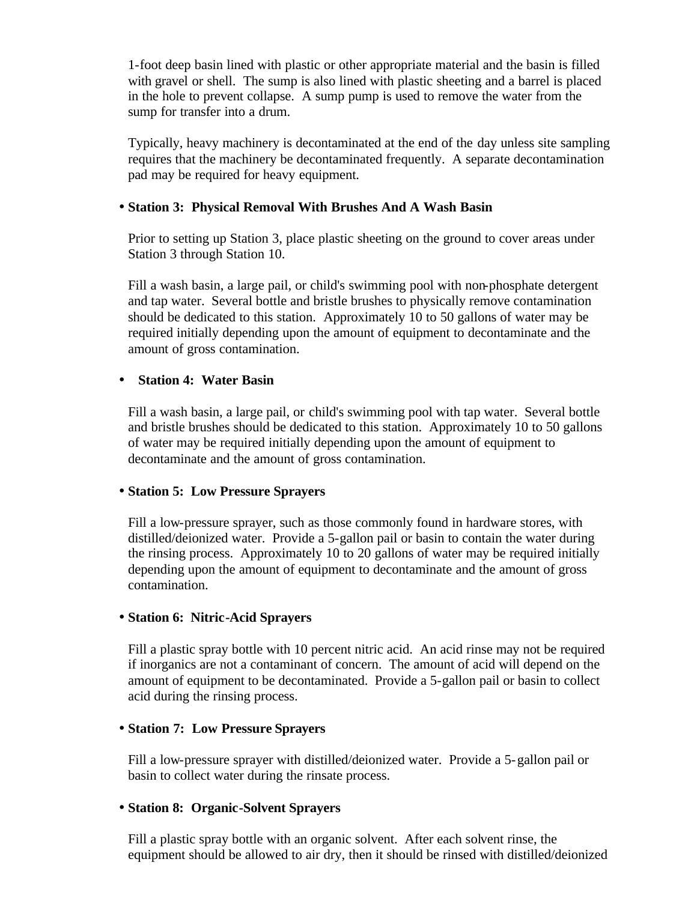1-foot deep basin lined with plastic or other appropriate material and the basin is filled with gravel or shell. The sump is also lined with plastic sheeting and a barrel is placed in the hole to prevent collapse. A sump pump is used to remove the water from the sump for transfer into a drum.

Typically, heavy machinery is decontaminated at the end of the day unless site sampling requires that the machinery be decontaminated frequently. A separate decontamination pad may be required for heavy equipment.

- **Station 3: Physical Removal With Brushes And A Wash Basin**

  Prior to setting up Station 3, place plastic sheeting on the ground to cover areas under Station 3 through Station 10.

  Fill a wash basin, a large pail, or child's swimming pool with non-phosphate detergent and tap water. Several bottle and bristle brushes to physically remove contamination should be dedicated to this station. Approximately 10 to 50 gallons of water may be required initially depending upon the amount of equipment to decontaminate and the amount of gross contamination.

- **Station 4: Water Basin**

  Fill a wash basin, a large pail, or child's swimming pool with tap water. Several bottle and bristle brushes should be dedicated to this station. Approximately 10 to 50 gallons of water may be required initially depending upon the amount of equipment to decontaminate and the amount of gross contamination.

- **Station 5: Low Pressure Sprayers**

  Fill a low-pressure sprayer, such as those commonly found in hardware stores, with distilled/deionized water. Provide a 5-gallon pail or basin to contain the water during the rinsing process. Approximately 10 to 20 gallons of water may be required initially depending upon the amount of equipment to decontaminate and the amount of gross contamination.

- **Station 6: Nitric-Acid Sprayers**

  Fill a plastic spray bottle with 10 percent nitric acid. An acid rinse may not be required if inorganics are not a contaminant of concern. The amount of acid will depend on the amount of equipment to be decontaminated. Provide a 5-gallon pail or basin to collect acid during the rinsing process.

- **Station 7: Low Pressure Sprayers**

  Fill a low-pressure sprayer with distilled/deionized water. Provide a 5-gallon pail or basin to collect water during the rinsate process.

- **Station 8: Organic-Solvent Sprayers**

  Fill a plastic spray bottle with an organic solvent. After each solvent rinse, the equipment should be allowed to air dry, then it should be rinsed with distilled/deionized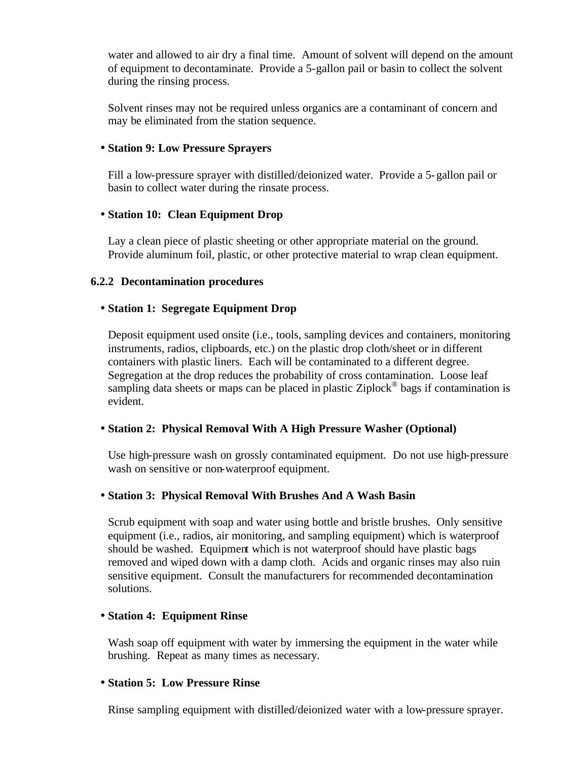water and allowed to air dry a final time. Amount of solvent will depend on the amount of equipment to decontaminate. Provide a 5-gallon pail or basin to collect the solvent during the rinsing process.

Solvent rinses may not be required unless organics are a contaminant of concern and may be eliminated from the station sequence.

- **Station 9: Low Pressure Sprayers**

  Fill a low-pressure sprayer with distilled/deionized water. Provide a 5-gallon pail or basin to collect water during the rinsate process.

- **Station 10: Clean Equipment Drop**

  Lay a clean piece of plastic sheeting or other appropriate material on the ground. Provide aluminum foil, plastic, or other protective material to wrap clean equipment.

### 6.2.2 Decontamination procedures

- **Station 1: Segregate Equipment Drop**

  Deposit equipment used onsite (i.e., tools, sampling devices and containers, monitoring instruments, radios, clipboards, etc.) on the plastic drop cloth/sheet or in different containers with plastic liners. Each will be contaminated to a different degree. Segregation at the drop reduces the probability of cross contamination. Loose leaf sampling data sheets or maps can be placed in plastic Ziplock® bags if contamination is evident.

- **Station 2: Physical Removal With A High Pressure Washer (Optional)**

  Use high-pressure wash on grossly contaminated equipment. Do not use high-pressure wash on sensitive or non-waterproof equipment.

- **Station 3: Physical Removal With Brushes And A Wash Basin**

  Scrub equipment with soap and water using bottle and bristle brushes. Only sensitive equipment (i.e., radios, air monitoring, and sampling equipment) which is waterproof should be washed. Equipment which is not waterproof should have plastic bags removed and wiped down with a damp cloth. Acids and organic rinses may also ruin sensitive equipment. Consult the manufacturers for recommended decontamination solutions.

- **Station 4: Equipment Rinse**

  Wash soap off equipment with water by immersing the equipment in the water while brushing. Repeat as many times as necessary.

- **Station 5: Low Pressure Rinse**

  Rinse sampling equipment with distilled/deionized water with a low-pressure sprayer.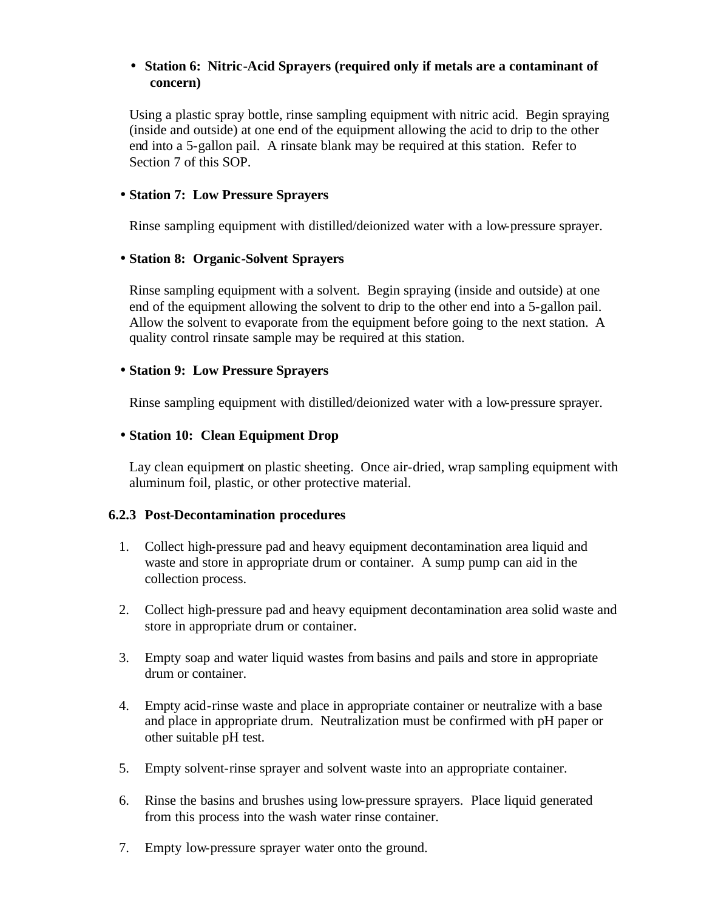- **Station 6: Nitric-Acid Sprayers (required only if metals are a contaminant of concern)**

  Using a plastic spray bottle, rinse sampling equipment with nitric acid. Begin spraying (inside and outside) at one end of the equipment allowing the acid to drip to the other end into a 5-gallon pail. A rinsate blank may be required at this station. Refer to Section 7 of this SOP.

- **Station 7: Low Pressure Sprayers**

  Rinse sampling equipment with distilled/deionized water with a low-pressure sprayer.

- **Station 8: Organic-Solvent Sprayers**

  Rinse sampling equipment with a solvent. Begin spraying (inside and outside) at one end of the equipment allowing the solvent to drip to the other end into a 5-gallon pail. Allow the solvent to evaporate from the equipment before going to the next station. A quality control rinsate sample may be required at this station.

- **Station 9: Low Pressure Sprayers**

  Rinse sampling equipment with distilled/deionized water with a low-pressure sprayer.

- **Station 10: Clean Equipment Drop**

  Lay clean equipment on plastic sheeting. Once air-dried, wrap sampling equipment with aluminum foil, plastic, or other protective material.

### 6.2.3 Post-Decontamination procedures

1. Collect high-pressure pad and heavy equipment decontamination area liquid and waste and store in appropriate drum or container. A sump pump can aid in the collection process.

2. Collect high-pressure pad and heavy equipment decontamination area solid waste and store in appropriate drum or container.

3. Empty soap and water liquid wastes from basins and pails and store in appropriate drum or container.

4. Empty acid-rinse waste and place in appropriate container or neutralize with a base and place in appropriate drum. Neutralization must be confirmed with pH paper or other suitable pH test.

5. Empty solvent-rinse sprayer and solvent waste into an appropriate container.

6. Rinse the basins and brushes using low-pressure sprayers. Place liquid generated from this process into the wash water rinse container.

7. Empty low-pressure sprayer water onto the ground.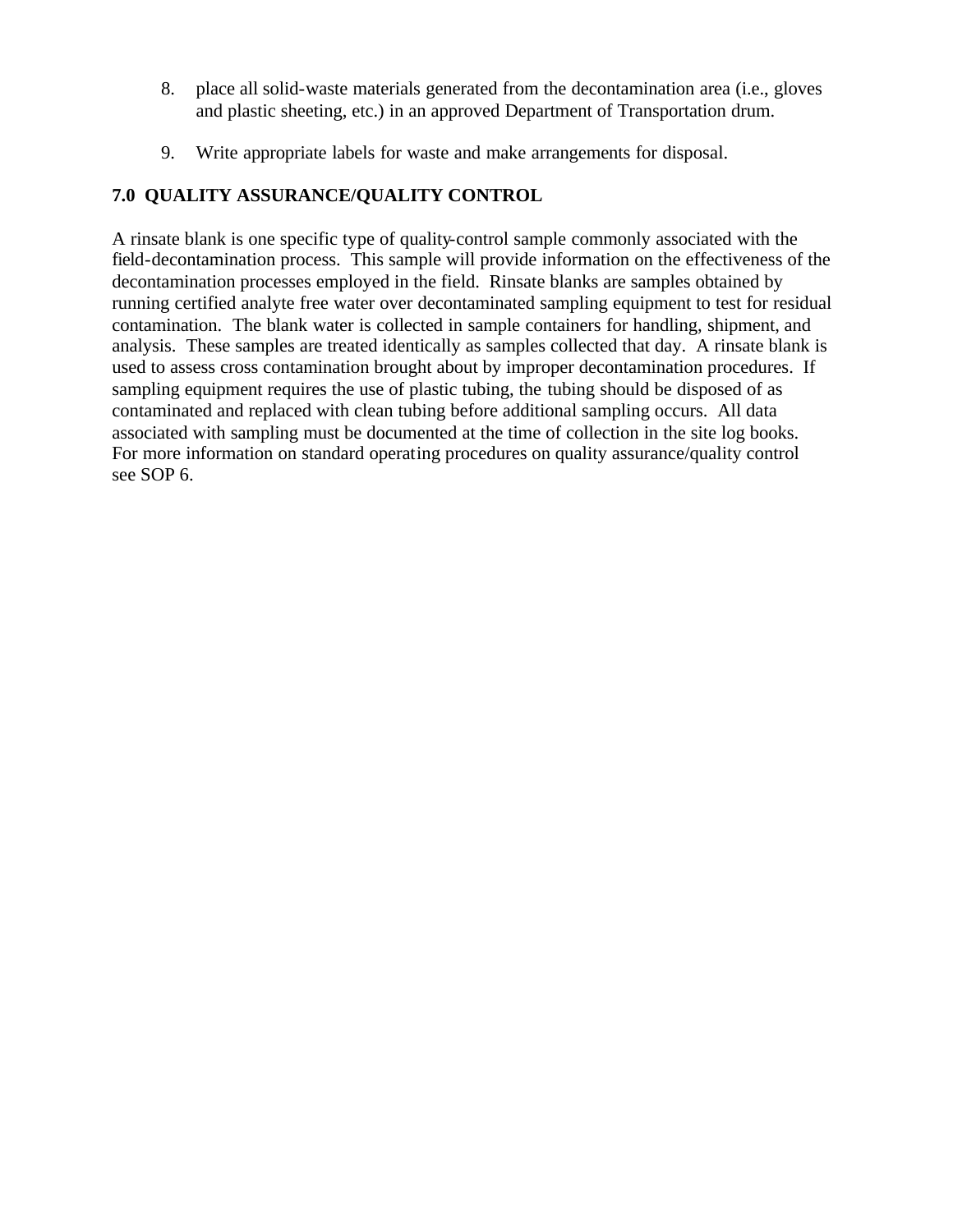8. place all solid-waste materials generated from the decontamination area (i.e., gloves and plastic sheeting, etc.) in an approved Department of Transportation drum.

9. Write appropriate labels for waste and make arrangements for disposal.

## 7.0 QUALITY ASSURANCE/QUALITY CONTROL

A rinsate blank is one specific type of quality-control sample commonly associated with the field-decontamination process. This sample will provide information on the effectiveness of the decontamination processes employed in the field. Rinsate blanks are samples obtained by running certified analyte free water over decontaminated sampling equipment to test for residual contamination. The blank water is collected in sample containers for handling, shipment, and analysis. These samples are treated identically as samples collected that day. A rinsate blank is used to assess cross contamination brought about by improper decontamination procedures. If sampling equipment requires the use of plastic tubing, the tubing should be disposed of as contaminated and replaced with clean tubing before additional sampling occurs. All data associated with sampling must be documented at the time of collection in the site log books. For more information on standard operating procedures on quality assurance/quality control see SOP 6.